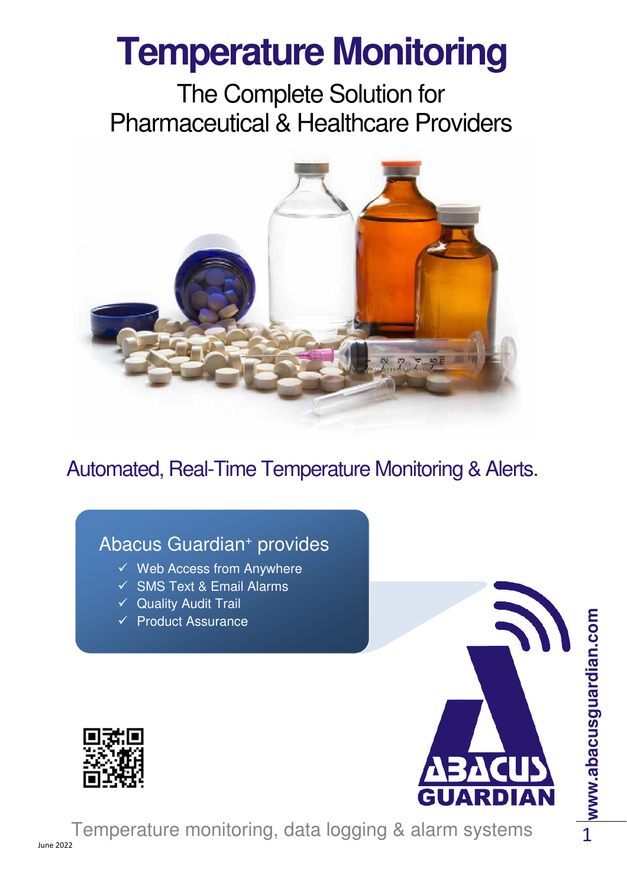# Temperature Monitoring

## The Complete Solution for Pharmaceutical & Healthcare Providers

Automated, Real-Time Temperature Monitoring & Alerts.

### Abacus Guardian+ provides

- ✓ Web Access from Anywhere
- ✓ SMS Text & Email Alarms
- ✓ Quality Audit Trail
- ✓ Product Assurance

ABACUS GUARDIAN

www.abacusguardian.com

Temperature monitoring, data logging & alarm systems

June 2022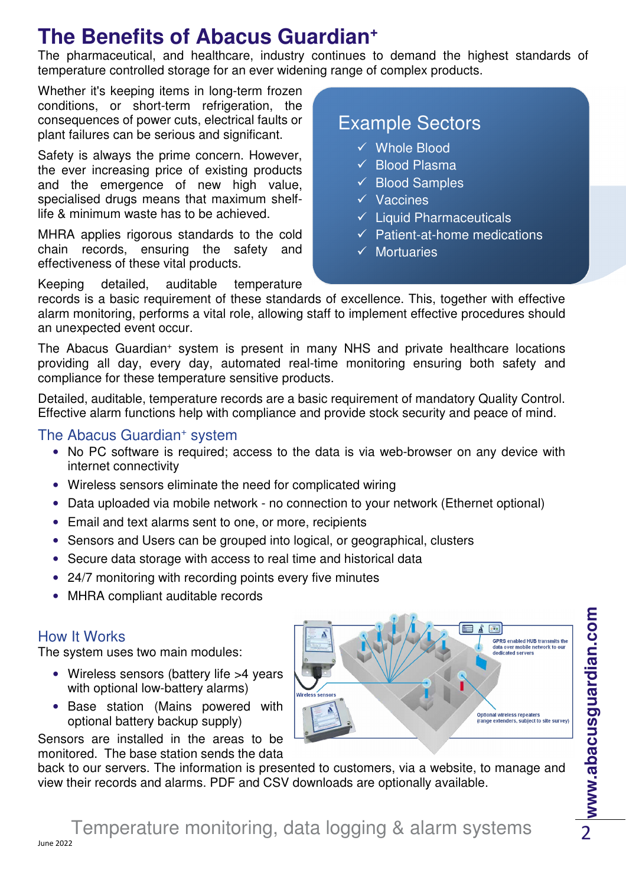# The Benefits of Abacus Guardian⁺

The pharmaceutical, and healthcare, industry continues to demand the highest standards of temperature controlled storage for an ever widening range of complex products.

Whether it's keeping items in long-term frozen conditions, or short-term refrigeration, the consequences of power cuts, electrical faults or plant failures can be serious and significant.

Safety is always the prime concern. However, the ever increasing price of existing products and the emergence of new high value, specialised drugs means that maximum shelf-life & minimum waste has to be achieved.

MHRA applies rigorous standards to the cold chain records, ensuring the safety and effectiveness of these vital products.

## Example Sectors

- ✓ Whole Blood
- ✓ Blood Plasma
- ✓ Blood Samples
- ✓ Vaccines
- ✓ Liquid Pharmaceuticals
- ✓ Patient-at-home medications
- ✓ Mortuaries

Keeping detailed, auditable temperature records is a basic requirement of these standards of excellence. This, together with effective alarm monitoring, performs a vital role, allowing staff to implement effective procedures should an unexpected event occur.

The Abacus Guardian⁺ system is present in many NHS and private healthcare locations providing all day, every day, automated real-time monitoring ensuring both safety and compliance for these temperature sensitive products.

Detailed, auditable, temperature records are a basic requirement of mandatory Quality Control. Effective alarm functions help with compliance and provide stock security and peace of mind.

## The Abacus Guardian⁺ system

- No PC software is required; access to the data is via web-browser on any device with internet connectivity
- Wireless sensors eliminate the need for complicated wiring
- Data uploaded via mobile network - no connection to your network (Ethernet optional)
- Email and text alarms sent to one, or more, recipients
- Sensors and Users can be grouped into logical, or geographical, clusters
- Secure data storage with access to real time and historical data
- 24/7 monitoring with recording points every five minutes
- MHRA compliant auditable records

## How It Works

The system uses two main modules:

- Wireless sensors (battery life >4 years with optional low-battery alarms)
- Base station (Mains powered with optional battery backup supply)

Sensors are installed in the areas to be monitored. The base station sends the data back to our servers. The information is presented to customers, via a website, to manage and view their records and alarms. PDF and CSV downloads are optionally available.

Wireless sensors

GPRS enabled HUB transmits the data over mobile network to our dedicated servers

Optional wireless repeaters (range extenders, subject to site survey)

Temperature monitoring, data logging & alarm systems

June 2022

www.abacusguardian.com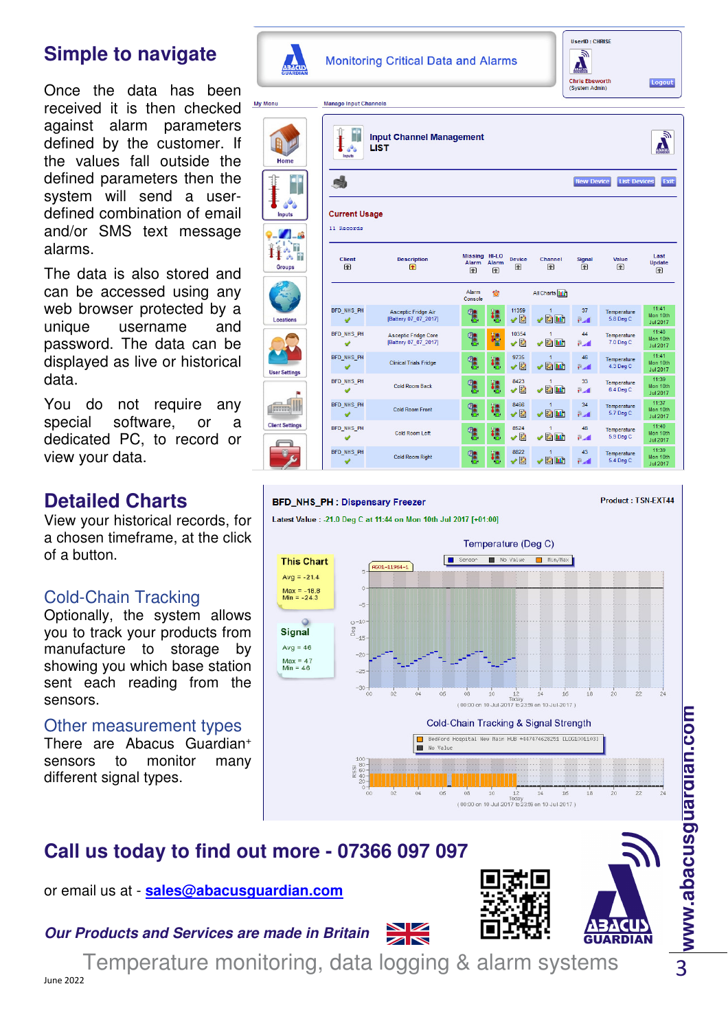## Simple to navigate

Once the data has been received it is then checked against alarm parameters defined by the customer. If the values fall outside the defined parameters then the system will send a user-defined combination of email and/or SMS text message alarms.

The data is also stored and can be accessed using any web browser protected by a unique username and password. The data can be displayed as live or historical data.

You do not require any special software, or a dedicated PC, to record or view your data.

## Detailed Charts

View your historical records, for a chosen timeframe, at the click of a button.

### Cold-Chain Tracking

Optionally, the system allows you to track your products from manufacture to storage by showing you which base station sent each reading from the sensors.

### Other measurement types

There are Abacus Guardian+ sensors to monitor many different signal types.

## Call us today to find out more - 07366 097 097

or email us at - [sales@abacusguardian.com](mailto:sales@abacusguardian.com)

***Our Products and Services are made in Britain***

Temperature monitoring, data logging & alarm systems

www.abacusguardian.com

June 2022